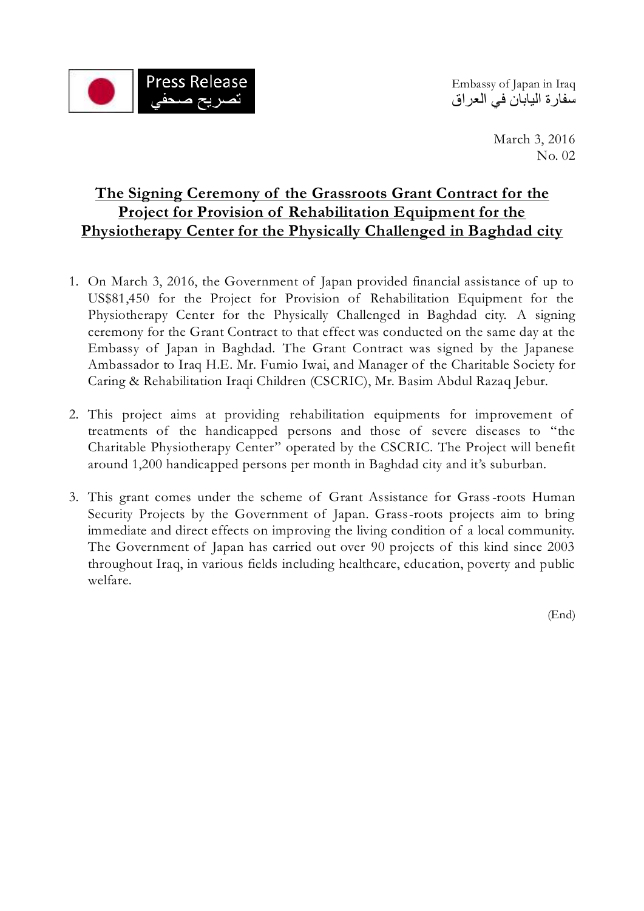Press Release
تصريح صحفي

Embassy of Japan in Iraq
سفارة اليابان في العراق

March 3, 2016
No. 02

# The Signing Ceremony of the Grassroots Grant Contract for the Project for Provision of Rehabilitation Equipment for the Physiotherapy Center for the Physically Challenged in Baghdad city

1. On March 3, 2016, the Government of Japan provided financial assistance of up to US$81,450 for the Project for Provision of Rehabilitation Equipment for the Physiotherapy Center for the Physically Challenged in Baghdad city. A signing ceremony for the Grant Contract to that effect was conducted on the same day at the Embassy of Japan in Baghdad. The Grant Contract was signed by the Japanese Ambassador to Iraq H.E. Mr. Fumio Iwai, and Manager of the Charitable Society for Caring & Rehabilitation Iraqi Children (CSCRIC), Mr. Basim Abdul Razaq Jebur.

2. This project aims at providing rehabilitation equipments for improvement of treatments of the handicapped persons and those of severe diseases to "the Charitable Physiotherapy Center" operated by the CSCRIC. The Project will benefit around 1,200 handicapped persons per month in Baghdad city and it's suburban.

3. This grant comes under the scheme of Grant Assistance for Grass-roots Human Security Projects by the Government of Japan. Grass-roots projects aim to bring immediate and direct effects on improving the living condition of a local community. The Government of Japan has carried out over 90 projects of this kind since 2003 throughout Iraq, in various fields including healthcare, education, poverty and public welfare.

(End)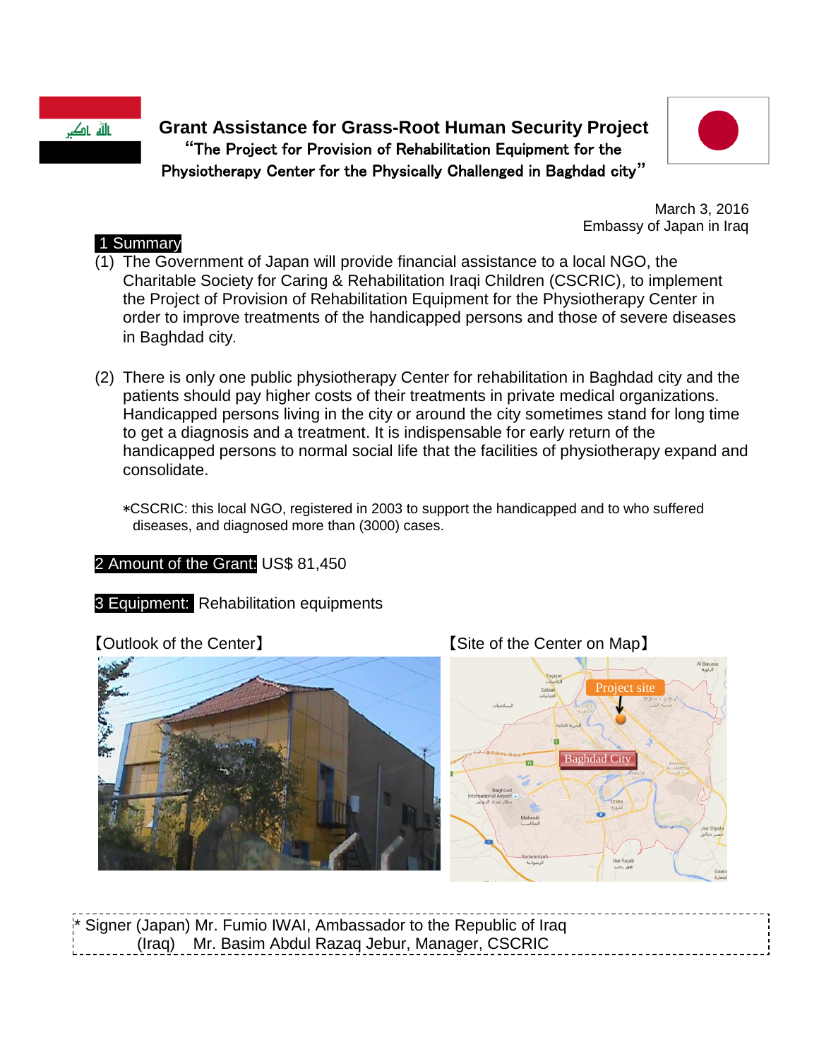# Grant Assistance for Grass-Root Human Security Project

**"The Project for Provision of Rehabilitation Equipment for the Physiotherapy Center for the Physically Challenged in Baghdad city"**

March 3, 2016
Embassy of Japan in Iraq

## 1 Summary

(1) The Government of Japan will provide financial assistance to a local NGO, the Charitable Society for Caring & Rehabilitation Iraqi Children (CSCRIC), to implement the Project of Provision of Rehabilitation Equipment for the Physiotherapy Center in order to improve treatments of the handicapped persons and those of severe diseases in Baghdad city.

(2) There is only one public physiotherapy Center for rehabilitation in Baghdad city and the patients should pay higher costs of their treatments in private medical organizations. Handicapped persons living in the city or around the city sometimes stand for long time to get a diagnosis and a treatment. It is indispensable for early return of the handicapped persons to normal social life that the facilities of physiotherapy expand and consolidate.

∗CSCRIC: this local NGO, registered in 2003 to support the handicapped and to who suffered diseases, and diagnosed more than (3000) cases.

## 2 Amount of the Grant: US$ 81,450

## 3 Equipment: Rehabilitation equipments

【Outlook of the Center】

【Site of the Center on Map】

Project site

Baghdad City

* Signer (Japan) Mr. Fumio IWAI, Ambassador to the Republic of Iraq
  (Iraq) Mr. Basim Abdul Razaq Jebur, Manager, CSCRIC